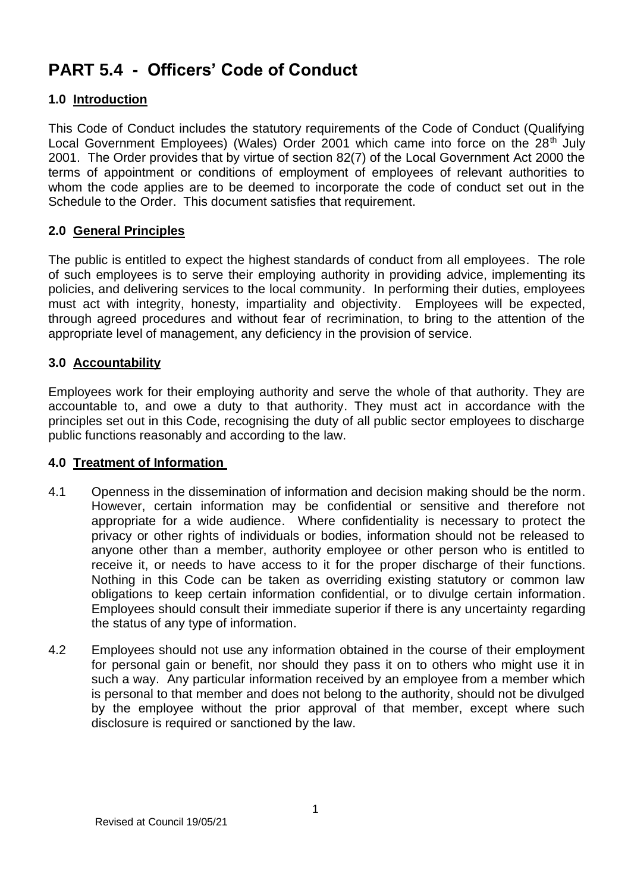# PART 5.4 - Officers' Code of Conduct

### 1.0 Introduction

This Code of Conduct includes the statutory requirements of the Code of Conduct (Qualifying Local Government Employees) (Wales) Order 2001 which came into force on the 28th July 2001. The Order provides that by virtue of section 82(7) of the Local Government Act 2000 the terms of appointment or conditions of employment of employees of relevant authorities to whom the code applies are to be deemed to incorporate the code of conduct set out in the Schedule to the Order. This document satisfies that requirement.

### 2.0 General Principles

The public is entitled to expect the highest standards of conduct from all employees. The role of such employees is to serve their employing authority in providing advice, implementing its policies, and delivering services to the local community. In performing their duties, employees must act with integrity, honesty, impartiality and objectivity. Employees will be expected, through agreed procedures and without fear of recrimination, to bring to the attention of the appropriate level of management, any deficiency in the provision of service.

### 3.0 Accountability

Employees work for their employing authority and serve the whole of that authority. They are accountable to, and owe a duty to that authority. They must act in accordance with the principles set out in this Code, recognising the duty of all public sector employees to discharge public functions reasonably and according to the law.

### 4.0 Treatment of Information

4.1 Openness in the dissemination of information and decision making should be the norm. However, certain information may be confidential or sensitive and therefore not appropriate for a wide audience. Where confidentiality is necessary to protect the privacy or other rights of individuals or bodies, information should not be released to anyone other than a member, authority employee or other person who is entitled to receive it, or needs to have access to it for the proper discharge of their functions. Nothing in this Code can be taken as overriding existing statutory or common law obligations to keep certain information confidential, or to divulge certain information. Employees should consult their immediate superior if there is any uncertainty regarding the status of any type of information.

4.2 Employees should not use any information obtained in the course of their employment for personal gain or benefit, nor should they pass it on to others who might use it in such a way. Any particular information received by an employee from a member which is personal to that member and does not belong to the authority, should not be divulged by the employee without the prior approval of that member, except where such disclosure is required or sanctioned by the law.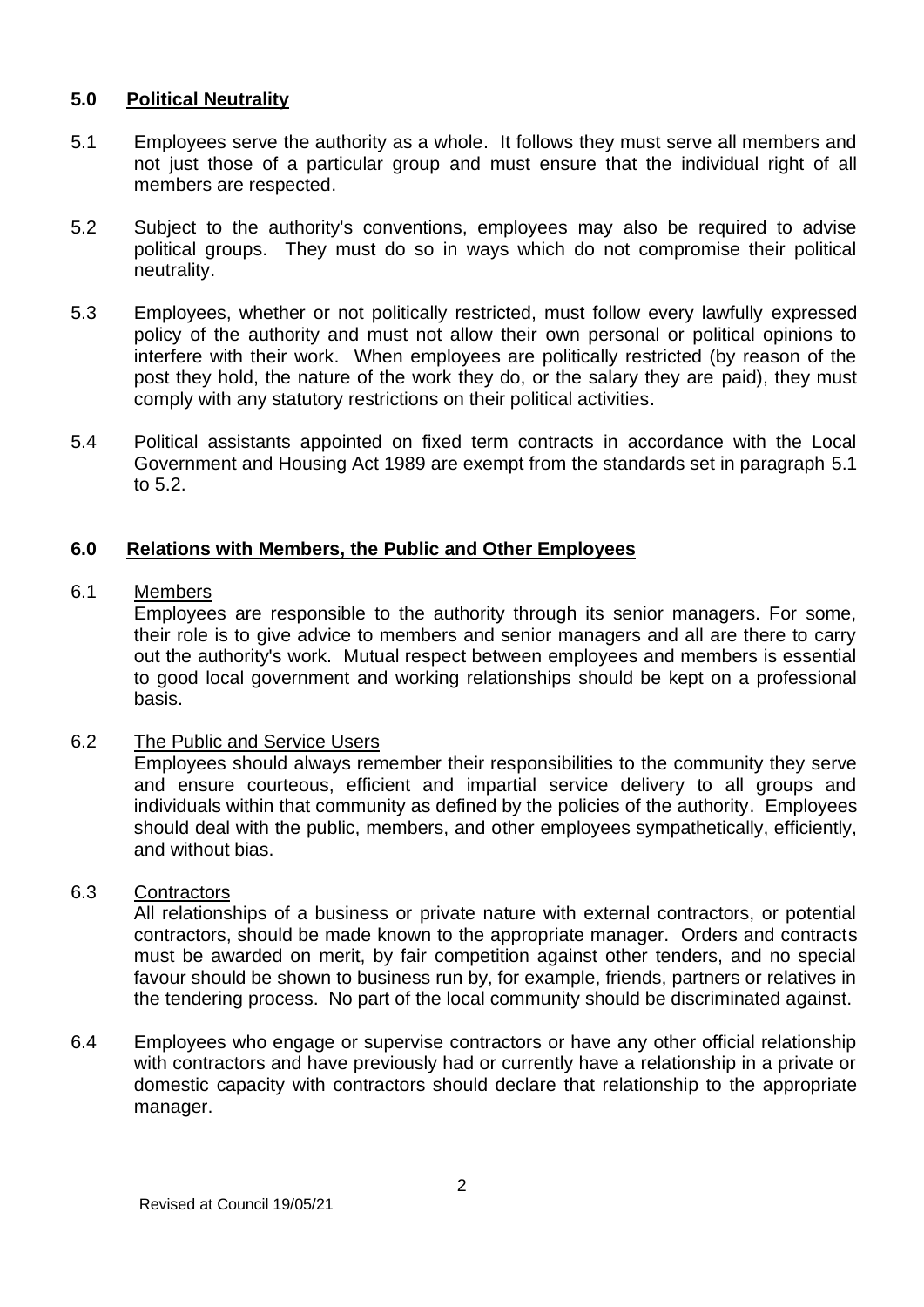## 5.0 Political Neutrality

5.1 Employees serve the authority as a whole. It follows they must serve all members and not just those of a particular group and must ensure that the individual right of all members are respected.

5.2 Subject to the authority's conventions, employees may also be required to advise political groups. They must do so in ways which do not compromise their political neutrality.

5.3 Employees, whether or not politically restricted, must follow every lawfully expressed policy of the authority and must not allow their own personal or political opinions to interfere with their work. When employees are politically restricted (by reason of the post they hold, the nature of the work they do, or the salary they are paid), they must comply with any statutory restrictions on their political activities.

5.4 Political assistants appointed on fixed term contracts in accordance with the Local Government and Housing Act 1989 are exempt from the standards set in paragraph 5.1 to 5.2.

## 6.0 Relations with Members, the Public and Other Employees

6.1 Members

Employees are responsible to the authority through its senior managers. For some, their role is to give advice to members and senior managers and all are there to carry out the authority's work. Mutual respect between employees and members is essential to good local government and working relationships should be kept on a professional basis.

6.2 The Public and Service Users

Employees should always remember their responsibilities to the community they serve and ensure courteous, efficient and impartial service delivery to all groups and individuals within that community as defined by the policies of the authority. Employees should deal with the public, members, and other employees sympathetically, efficiently, and without bias.

6.3 Contractors

All relationships of a business or private nature with external contractors, or potential contractors, should be made known to the appropriate manager. Orders and contracts must be awarded on merit, by fair competition against other tenders, and no special favour should be shown to business run by, for example, friends, partners or relatives in the tendering process. No part of the local community should be discriminated against.

6.4 Employees who engage or supervise contractors or have any other official relationship with contractors and have previously had or currently have a relationship in a private or domestic capacity with contractors should declare that relationship to the appropriate manager.

Revised at Council 19/05/21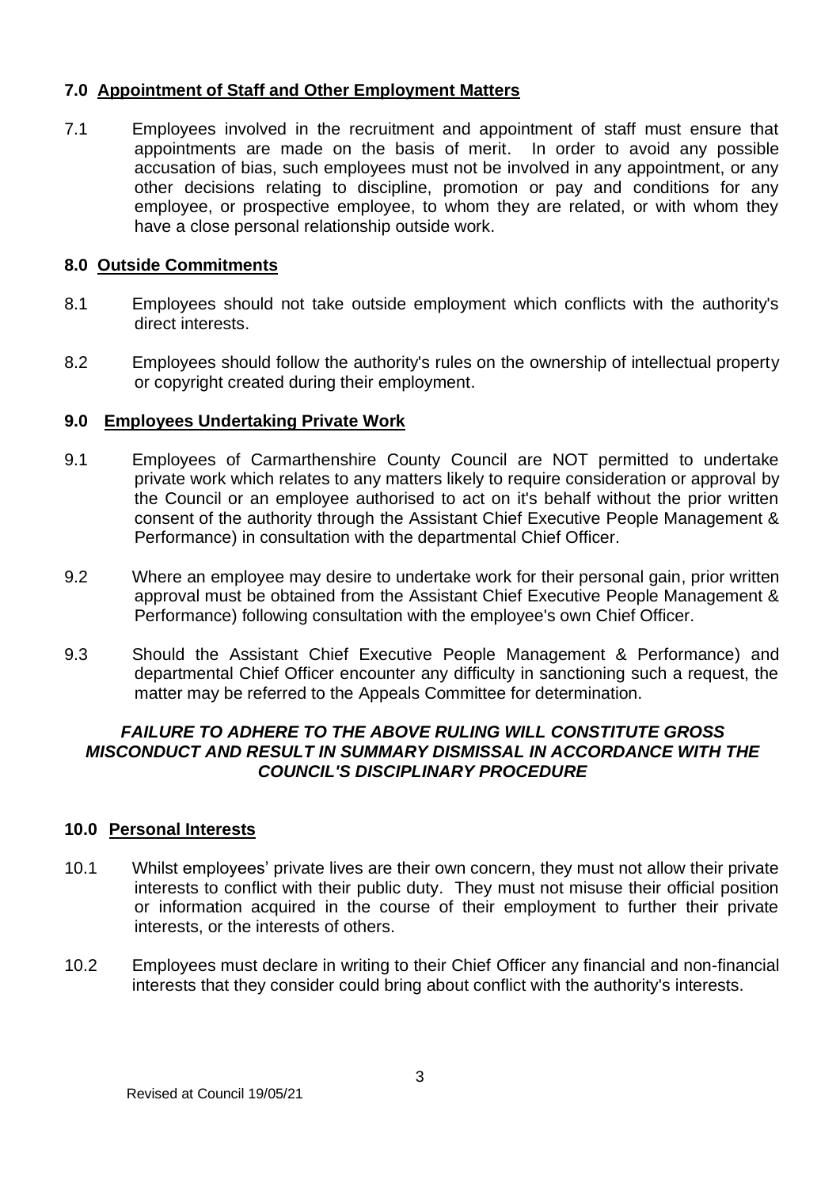## 7.0 Appointment of Staff and Other Employment Matters

7.1 Employees involved in the recruitment and appointment of staff must ensure that appointments are made on the basis of merit. In order to avoid any possible accusation of bias, such employees must not be involved in any appointment, or any other decisions relating to discipline, promotion or pay and conditions for any employee, or prospective employee, to whom they are related, or with whom they have a close personal relationship outside work.

## 8.0 Outside Commitments

8.1 Employees should not take outside employment which conflicts with the authority's direct interests.

8.2 Employees should follow the authority's rules on the ownership of intellectual property or copyright created during their employment.

## 9.0 Employees Undertaking Private Work

9.1 Employees of Carmarthenshire County Council are NOT permitted to undertake private work which relates to any matters likely to require consideration or approval by the Council or an employee authorised to act on it's behalf without the prior written consent of the authority through the Assistant Chief Executive People Management & Performance) in consultation with the departmental Chief Officer.

9.2 Where an employee may desire to undertake work for their personal gain, prior written approval must be obtained from the Assistant Chief Executive People Management & Performance) following consultation with the employee's own Chief Officer.

9.3 Should the Assistant Chief Executive People Management & Performance) and departmental Chief Officer encounter any difficulty in sanctioning such a request, the matter may be referred to the Appeals Committee for determination.

***FAILURE TO ADHERE TO THE ABOVE RULING WILL CONSTITUTE GROSS MISCONDUCT AND RESULT IN SUMMARY DISMISSAL IN ACCORDANCE WITH THE COUNCIL'S DISCIPLINARY PROCEDURE***

## 10.0 Personal Interests

10.1 Whilst employees' private lives are their own concern, they must not allow their private interests to conflict with their public duty. They must not misuse their official position or information acquired in the course of their employment to further their private interests, or the interests of others.

10.2 Employees must declare in writing to their Chief Officer any financial and non-financial interests that they consider could bring about conflict with the authority's interests.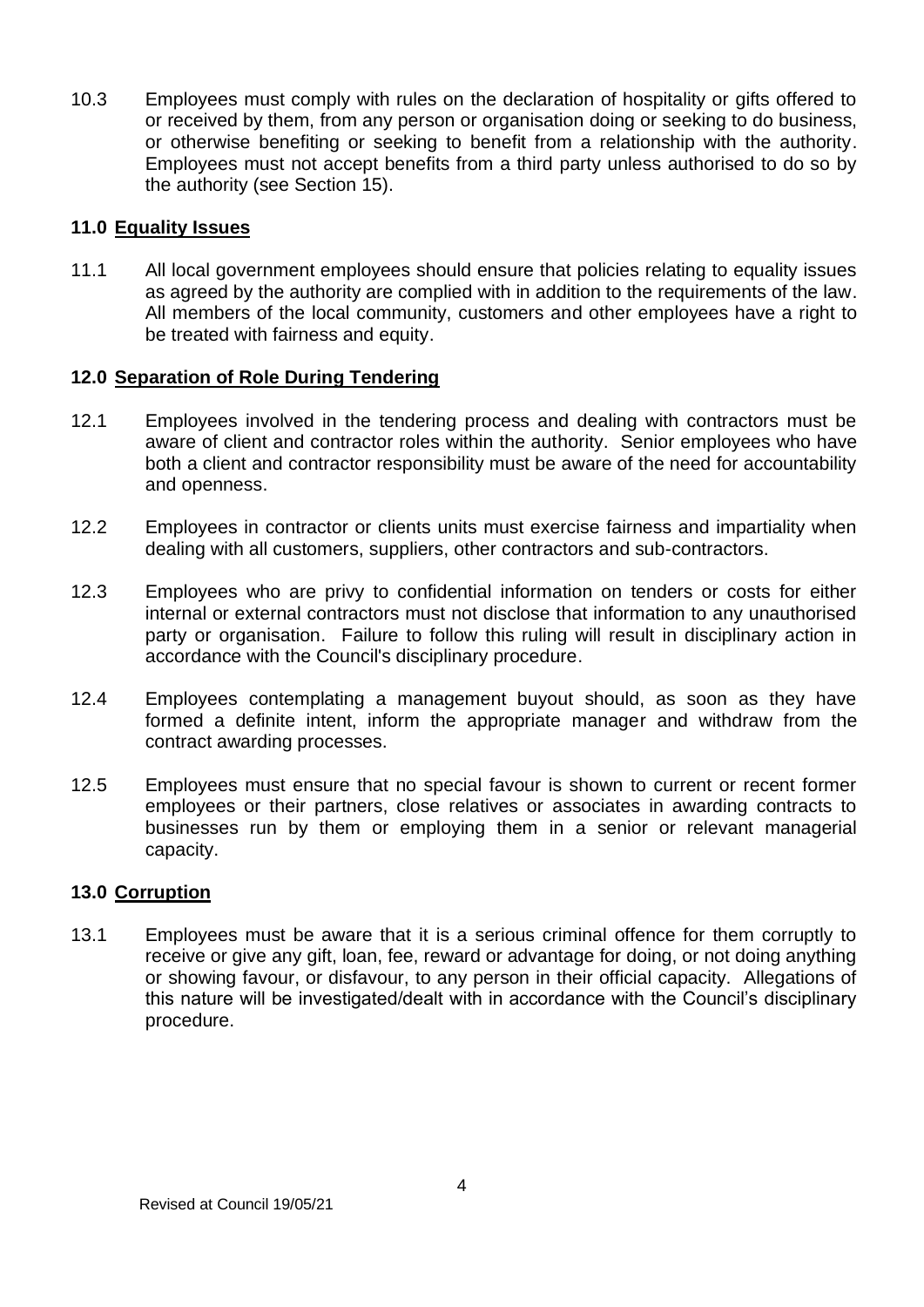10.3 Employees must comply with rules on the declaration of hospitality or gifts offered to or received by them, from any person or organisation doing or seeking to do business, or otherwise benefiting or seeking to benefit from a relationship with the authority. Employees must not accept benefits from a third party unless authorised to do so by the authority (see Section 15).

## 11.0 Equality Issues

11.1 All local government employees should ensure that policies relating to equality issues as agreed by the authority are complied with in addition to the requirements of the law. All members of the local community, customers and other employees have a right to be treated with fairness and equity.

## 12.0 Separation of Role During Tendering

12.1 Employees involved in the tendering process and dealing with contractors must be aware of client and contractor roles within the authority. Senior employees who have both a client and contractor responsibility must be aware of the need for accountability and openness.

12.2 Employees in contractor or clients units must exercise fairness and impartiality when dealing with all customers, suppliers, other contractors and sub-contractors.

12.3 Employees who are privy to confidential information on tenders or costs for either internal or external contractors must not disclose that information to any unauthorised party or organisation. Failure to follow this ruling will result in disciplinary action in accordance with the Council's disciplinary procedure.

12.4 Employees contemplating a management buyout should, as soon as they have formed a definite intent, inform the appropriate manager and withdraw from the contract awarding processes.

12.5 Employees must ensure that no special favour is shown to current or recent former employees or their partners, close relatives or associates in awarding contracts to businesses run by them or employing them in a senior or relevant managerial capacity.

## 13.0 Corruption

13.1 Employees must be aware that it is a serious criminal offence for them corruptly to receive or give any gift, loan, fee, reward or advantage for doing, or not doing anything or showing favour, or disfavour, to any person in their official capacity. Allegations of this nature will be investigated/dealt with in accordance with the Council's disciplinary procedure.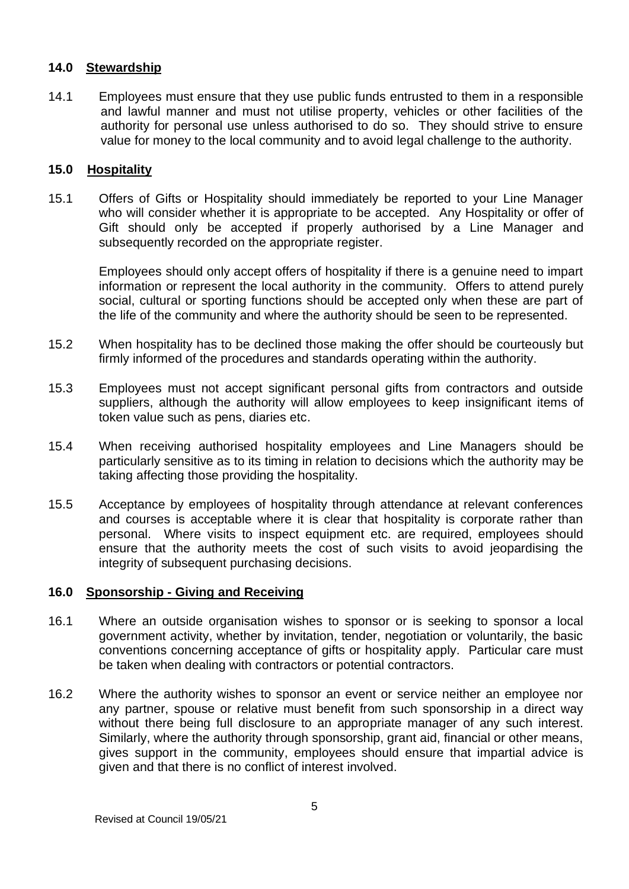## 14.0 Stewardship

14.1 Employees must ensure that they use public funds entrusted to them in a responsible and lawful manner and must not utilise property, vehicles or other facilities of the authority for personal use unless authorised to do so. They should strive to ensure value for money to the local community and to avoid legal challenge to the authority.

## 15.0 Hospitality

15.1 Offers of Gifts or Hospitality should immediately be reported to your Line Manager who will consider whether it is appropriate to be accepted. Any Hospitality or offer of Gift should only be accepted if properly authorised by a Line Manager and subsequently recorded on the appropriate register.

Employees should only accept offers of hospitality if there is a genuine need to impart information or represent the local authority in the community. Offers to attend purely social, cultural or sporting functions should be accepted only when these are part of the life of the community and where the authority should be seen to be represented.

15.2 When hospitality has to be declined those making the offer should be courteously but firmly informed of the procedures and standards operating within the authority.

15.3 Employees must not accept significant personal gifts from contractors and outside suppliers, although the authority will allow employees to keep insignificant items of token value such as pens, diaries etc.

15.4 When receiving authorised hospitality employees and Line Managers should be particularly sensitive as to its timing in relation to decisions which the authority may be taking affecting those providing the hospitality.

15.5 Acceptance by employees of hospitality through attendance at relevant conferences and courses is acceptable where it is clear that hospitality is corporate rather than personal. Where visits to inspect equipment etc. are required, employees should ensure that the authority meets the cost of such visits to avoid jeopardising the integrity of subsequent purchasing decisions.

## 16.0 Sponsorship - Giving and Receiving

16.1 Where an outside organisation wishes to sponsor or is seeking to sponsor a local government activity, whether by invitation, tender, negotiation or voluntarily, the basic conventions concerning acceptance of gifts or hospitality apply. Particular care must be taken when dealing with contractors or potential contractors.

16.2 Where the authority wishes to sponsor an event or service neither an employee nor any partner, spouse or relative must benefit from such sponsorship in a direct way without there being full disclosure to an appropriate manager of any such interest. Similarly, where the authority through sponsorship, grant aid, financial or other means, gives support in the community, employees should ensure that impartial advice is given and that there is no conflict of interest involved.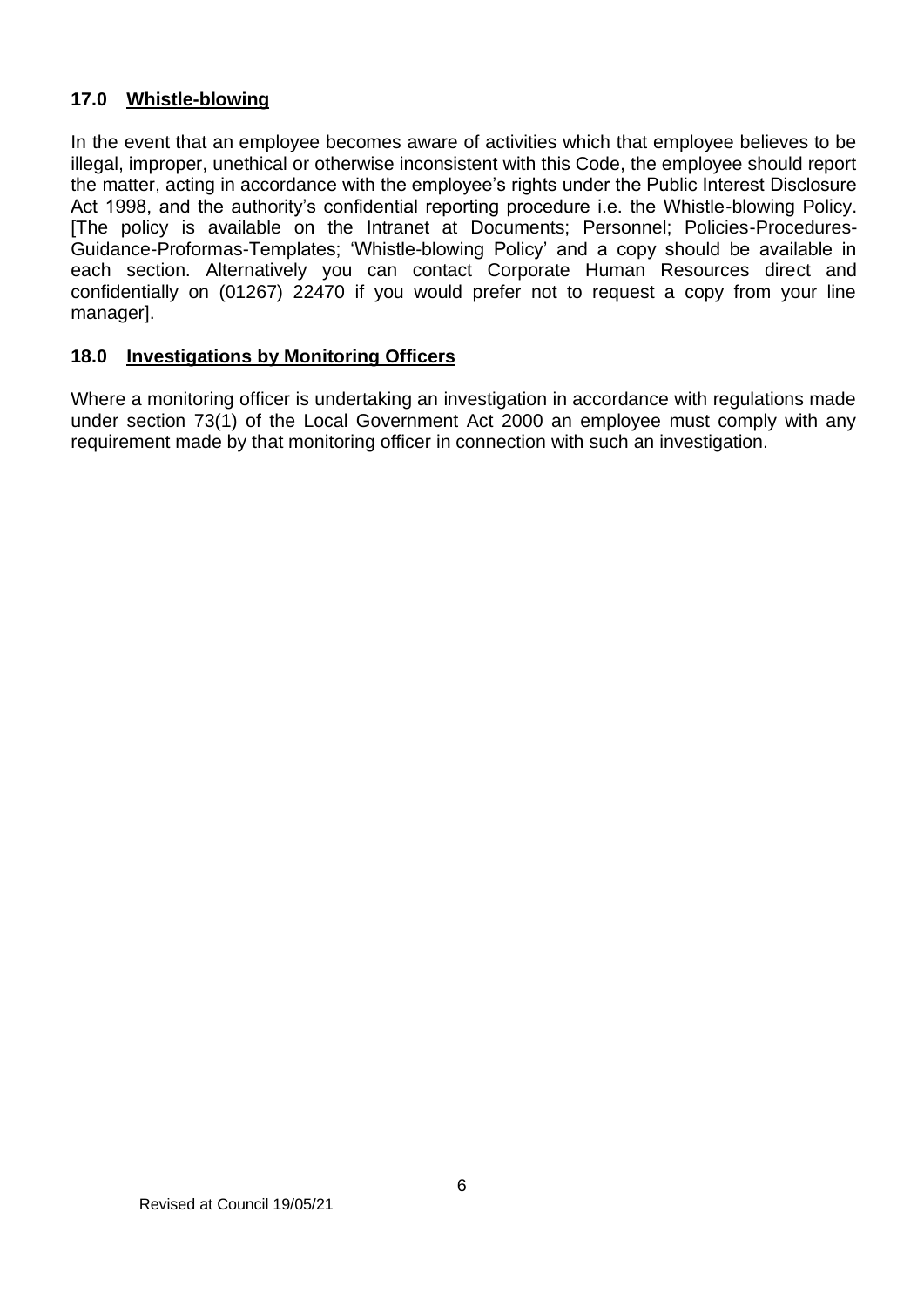## 17.0 Whistle-blowing

In the event that an employee becomes aware of activities which that employee believes to be illegal, improper, unethical or otherwise inconsistent with this Code, the employee should report the matter, acting in accordance with the employee's rights under the Public Interest Disclosure Act 1998, and the authority's confidential reporting procedure i.e. the Whistle-blowing Policy. [The policy is available on the Intranet at Documents; Personnel; Policies-Procedures-Guidance-Proformas-Templates; 'Whistle-blowing Policy' and a copy should be available in each section. Alternatively you can contact Corporate Human Resources direct and confidentially on (01267) 22470 if you would prefer not to request a copy from your line manager].

## 18.0 Investigations by Monitoring Officers

Where a monitoring officer is undertaking an investigation in accordance with regulations made under section 73(1) of the Local Government Act 2000 an employee must comply with any requirement made by that monitoring officer in connection with such an investigation.

Revised at Council 19/05/21